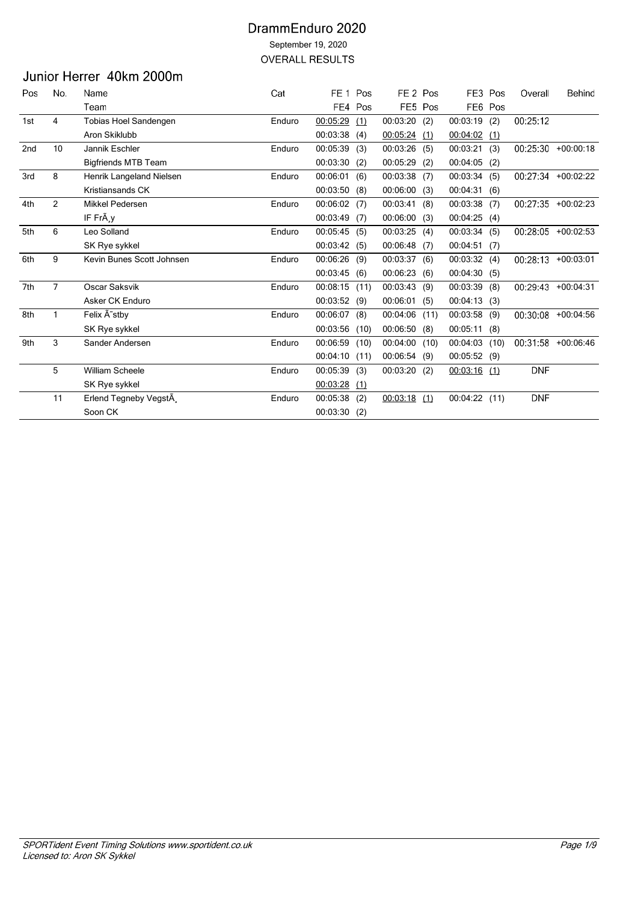# DrammEnduro 2020

September 19, 2020

OVERALL RESULTS

## Junior Herrer 40km 2000m

| Pos | No. | Name | Cat | FE 1 | Pos | FE 2 | Pos | FE3 | Pos | Overall | Behind |
|---|---|---|---|---|---|---|---|---|---|---|---|
| | | Team | | FE4 | Pos | FE5 | Pos | FE6 | Pos | | |
| 1st | 4 | Tobias Hoel Sandengen | Enduro | 00:05:29 | (1) | 00:03:20 | (2) | 00:03:19 | (2) | 00:25:12 | |
| | | Aron Skiklubb | | 00:03:38 | (4) | 00:05:24 | (1) | 00:04:02 | (1) | | |
| 2nd | 10 | Jannik Eschler | Enduro | 00:05:39 | (3) | 00:03:26 | (5) | 00:03:21 | (3) | 00:25:30 | +00:00:18 |
| | | Bigfriends MTB Team | | 00:03:30 | (2) | 00:05:29 | (2) | 00:04:05 | (2) | | |
| 3rd | 8 | Henrik Langeland Nielsen | Enduro | 00:06:01 | (6) | 00:03:38 | (7) | 00:03:34 | (5) | 00:27:34 | +00:02:22 |
| | | Kristiansands CK | | 00:03:50 | (8) | 00:06:00 | (3) | 00:04:31 | (6) | | |
| 4th | 2 | Mikkel Pedersen | Enduro | 00:06:02 | (7) | 00:03:41 | (8) | 00:03:38 | (7) | 00:27:35 | +00:02:23 |
| | | IF FrÃ¸y | | 00:03:49 | (7) | 00:06:00 | (3) | 00:04:25 | (4) | | |
| 5th | 6 | Leo Solland | Enduro | 00:05:45 | (5) | 00:03:25 | (4) | 00:03:34 | (5) | 00:28:05 | +00:02:53 |
| | | SK Rye sykkel | | 00:03:42 | (5) | 00:06:48 | (7) | 00:04:51 | (7) | | |
| 6th | 9 | Kevin Bunes Scott Johnsen | Enduro | 00:06:26 | (9) | 00:03:37 | (6) | 00:03:32 | (4) | 00:28:13 | +00:03:01 |
| | | | | 00:03:45 | (6) | 00:06:23 | (6) | 00:04:30 | (5) | | |
| 7th | 7 | Oscar Saksvik | Enduro | 00:08:15 | (11) | 00:03:43 | (9) | 00:03:39 | (8) | 00:29:43 | +00:04:31 |
| | | Asker CK Enduro | | 00:03:52 | (9) | 00:06:01 | (5) | 00:04:13 | (3) | | |
| 8th | 1 | Felix Ã˜stby | Enduro | 00:06:07 | (8) | 00:04:06 | (11) | 00:03:58 | (9) | 00:30:08 | +00:04:56 |
| | | SK Rye sykkel | | 00:03:56 | (10) | 00:06:50 | (8) | 00:05:11 | (8) | | |
| 9th | 3 | Sander Andersen | Enduro | 00:06:59 | (10) | 00:04:00 | (10) | 00:04:03 | (10) | 00:31:58 | +00:06:46 |
| | | | | 00:04:10 | (11) | 00:06:54 | (9) | 00:05:52 | (9) | | |
| | 5 | William Scheele | Enduro | 00:05:39 | (3) | 00:03:20 | (2) | 00:03:16 | (1) | DNF | |
| | | SK Rye sykkel | | 00:03:28 | (1) | | | | | | |
| | 11 | Erlend Tegneby VegstÃ¸ | Enduro | 00:05:38 | (2) | 00:03:18 | (1) | 00:04:22 | (11) | DNF | |
| | | Soon CK | | 00:03:30 | (2) | | | | | | |

*SPORTident Event Timing Solutions www.sportident.co.uk*
*Licensed to: Aron SK Sykkel*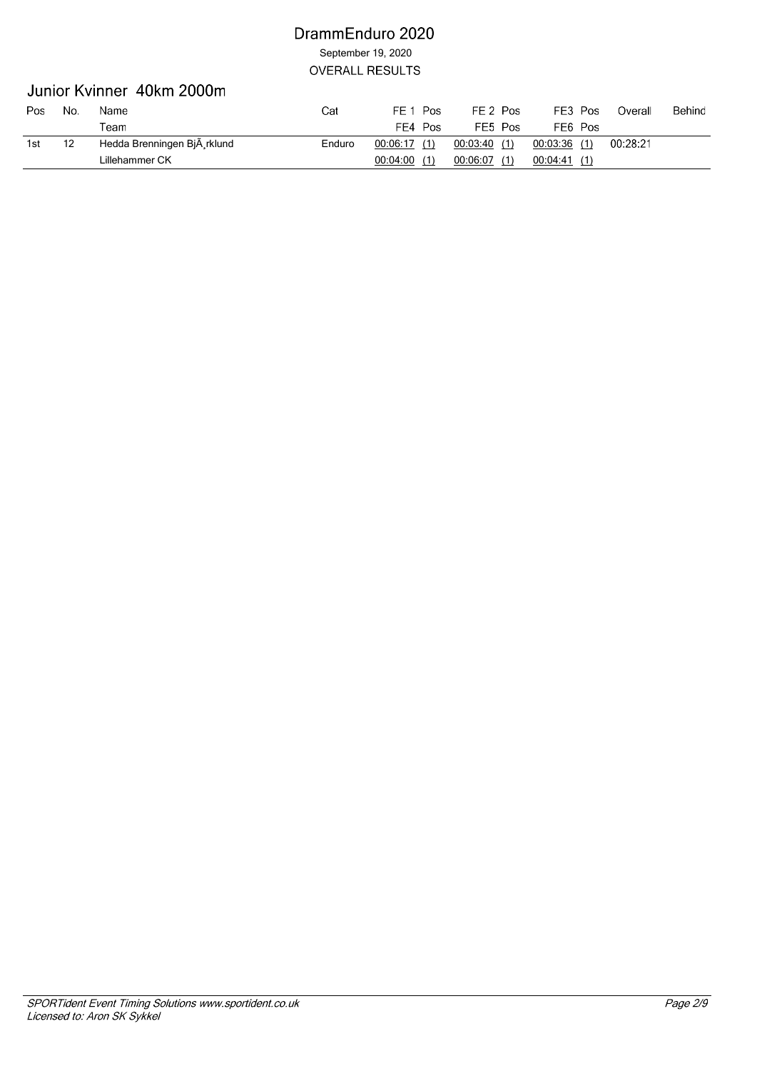# DrammEnduro 2020

September 19, 2020

OVERALL RESULTS

## Junior Kvinner 40km 2000m

| Pos | No. | Name | Cat | FE 1 | Pos | FE 2 | Pos | FE3 | Pos | Overall | Behind |
|---|---|---|---|---|---|---|---|---|---|---|---|
| | | Team | | FE4 | Pos | FE5 | Pos | FE6 | Pos | | |
| 1st | 12 | Hedda Brenningen BjÃ¸rklund | Enduro | 00:06:17 | (1) | 00:03:40 | (1) | 00:03:36 | (1) | 00:28:21 | |
| | | Lillehammer CK | | 00:04:00 | (1) | 00:06:07 | (1) | 00:04:41 | (1) | | |

*SPORTident Event Timing Solutions www.sportident.co.uk*
*Licensed to: Aron SK Sykkel*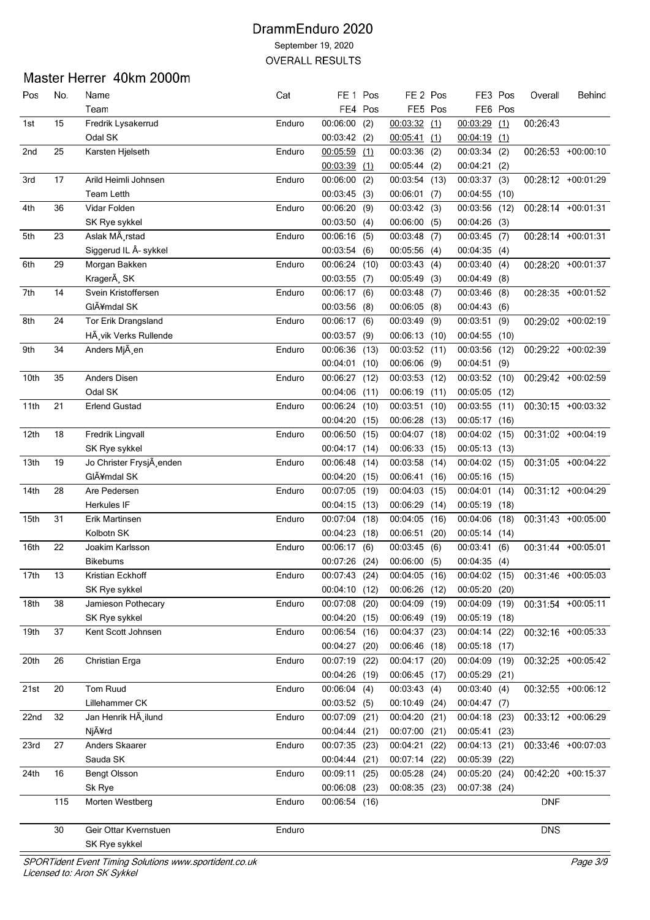# DrammEnduro 2020

September 19, 2020

OVERALL RESULTS

## Master Herrer 40km 2000m

| Pos | No. | Name / Team | Cat | FE 1 / FE4 | Pos | FE 2 / FE5 | Pos | FE3 / FE6 | Pos | Overall | Behind |
|---|---|---|---|---|---|---|---|---|---|---|---|
| 1st | 15 | Fredrik Lysakerrud | Enduro | 00:06:00 | (2) | 00:03:32 | (1) | 00:03:29 | (1) | 00:26:43 | |
| | | Odal SK | | 00:03:42 | (2) | 00:05:41 | (1) | 00:04:19 | (1) | | |
| 2nd | 25 | Karsten Hjelseth | Enduro | 00:05:59 | (1) | 00:03:36 | (2) | 00:03:34 | (2) | 00:26:53 | +00:00:10 |
| | | | | 00:03:39 | (1) | 00:05:44 | (2) | 00:04:21 | (2) | | |
| 3rd | 17 | Arild Heimli Johnsen | Enduro | 00:06:00 | (2) | 00:03:54 | (13) | 00:03:37 | (3) | 00:28:12 | +00:01:29 |
| | | Team Letth | | 00:03:45 | (3) | 00:06:01 | (7) | 00:04:55 | (10) | | |
| 4th | 36 | Vidar Folden | Enduro | 00:06:20 | (9) | 00:03:42 | (3) | 00:03:56 | (12) | 00:28:14 | +00:01:31 |
| | | SK Rye sykkel | | 00:03:50 | (4) | 00:06:00 | (5) | 00:04:26 | (3) | | |
| 5th | 23 | Aslak MÃ¸rstad | Enduro | 00:06:16 | (5) | 00:03:48 | (7) | 00:03:45 | (7) | 00:28:14 | +00:01:31 |
| | | Siggerud IL Â- sykkel | | 00:03:54 | (6) | 00:05:56 | (4) | 00:04:35 | (4) | | |
| 6th | 29 | Morgan Bakken | Enduro | 00:06:24 | (10) | 00:03:43 | (4) | 00:03:40 | (4) | 00:28:20 | +00:01:37 |
| | | KragerÃ¸ SK | | 00:03:55 | (7) | 00:05:49 | (3) | 00:04:49 | (8) | | |
| 7th | 14 | Svein Kristoffersen | Enduro | 00:06:17 | (6) | 00:03:48 | (7) | 00:03:46 | (8) | 00:28:35 | +00:01:52 |
| | | GlÃ¥mdal SK | | 00:03:56 | (8) | 00:06:05 | (8) | 00:04:43 | (6) | | |
| 8th | 24 | Tor Erik Drangsland | Enduro | 00:06:17 | (6) | 00:03:49 | (9) | 00:03:51 | (9) | 00:29:02 | +00:02:19 |
| | | HÃ¸vik Verks Rullende | | 00:03:57 | (9) | 00:06:13 | (10) | 00:04:55 | (10) | | |
| 9th | 34 | Anders MjÃ¸en | Enduro | 00:06:36 | (13) | 00:03:52 | (11) | 00:03:56 | (12) | 00:29:22 | +00:02:39 |
| | | | | 00:04:01 | (10) | 00:06:06 | (9) | 00:04:51 | (9) | | |
| 10th | 35 | Anders Disen | Enduro | 00:06:27 | (12) | 00:03:53 | (12) | 00:03:52 | (10) | 00:29:42 | +00:02:59 |
| | | Odal SK | | 00:04:06 | (11) | 00:06:19 | (11) | 00:05:05 | (12) | | |
| 11th | 21 | Erlend Gustad | Enduro | 00:06:24 | (10) | 00:03:51 | (10) | 00:03:55 | (11) | 00:30:15 | +00:03:32 |
| | | | | 00:04:20 | (15) | 00:06:28 | (13) | 00:05:17 | (16) | | |
| 12th | 18 | Fredrik Lingvall | Enduro | 00:06:50 | (15) | 00:04:07 | (18) | 00:04:02 | (15) | 00:31:02 | +00:04:19 |
| | | SK Rye sykkel | | 00:04:17 | (14) | 00:06:33 | (15) | 00:05:13 | (13) | | |
| 13th | 19 | Jo Christer FrysjÃ¸enden | Enduro | 00:06:48 | (14) | 00:03:58 | (14) | 00:04:02 | (15) | 00:31:05 | +00:04:22 |
| | | GlÃ¥mdal SK | | 00:04:20 | (15) | 00:06:41 | (16) | 00:05:16 | (15) | | |
| 14th | 28 | Are Pedersen | Enduro | 00:07:05 | (19) | 00:04:03 | (15) | 00:04:01 | (14) | 00:31:12 | +00:04:29 |
| | | Herkules IF | | 00:04:15 | (13) | 00:06:29 | (14) | 00:05:19 | (18) | | |
| 15th | 31 | Erik Martinsen | Enduro | 00:07:04 | (18) | 00:04:05 | (16) | 00:04:06 | (18) | 00:31:43 | +00:05:00 |
| | | Kolbotn SK | | 00:04:23 | (18) | 00:06:51 | (20) | 00:05:14 | (14) | | |
| 16th | 22 | Joakim Karlsson | Enduro | 00:06:17 | (6) | 00:03:45 | (6) | 00:03:41 | (6) | 00:31:44 | +00:05:01 |
| | | Bikebums | | 00:07:26 | (24) | 00:06:00 | (5) | 00:04:35 | (4) | | |
| 17th | 13 | Kristian Eckhoff | Enduro | 00:07:43 | (24) | 00:04:05 | (16) | 00:04:02 | (15) | 00:31:46 | +00:05:03 |
| | | SK Rye sykkel | | 00:04:10 | (12) | 00:06:26 | (12) | 00:05:20 | (20) | | |
| 18th | 38 | Jamieson Pothecary | Enduro | 00:07:08 | (20) | 00:04:09 | (19) | 00:04:09 | (19) | 00:31:54 | +00:05:11 |
| | | SK Rye sykkel | | 00:04:20 | (15) | 00:06:49 | (19) | 00:05:19 | (18) | | |
| 19th | 37 | Kent Scott Johnsen | Enduro | 00:06:54 | (16) | 00:04:37 | (23) | 00:04:14 | (22) | 00:32:16 | +00:05:33 |
| | | | | 00:04:27 | (20) | 00:06:46 | (18) | 00:05:18 | (17) | | |
| 20th | 26 | Christian Erga | Enduro | 00:07:19 | (22) | 00:04:17 | (20) | 00:04:09 | (19) | 00:32:25 | +00:05:42 |
| | | | | 00:04:26 | (19) | 00:06:45 | (17) | 00:05:29 | (21) | | |
| 21st | 20 | Tom Ruud | Enduro | 00:06:04 | (4) | 00:03:43 | (4) | 00:03:40 | (4) | 00:32:55 | +00:06:12 |
| | | Lillehammer CK | | 00:03:52 | (5) | 00:10:49 | (24) | 00:04:47 | (7) | | |
| 22nd | 32 | Jan Henrik HÃ¸ilund | Enduro | 00:07:09 | (21) | 00:04:20 | (21) | 00:04:18 | (23) | 00:33:12 | +00:06:29 |
| | | NjÃ¥rd | | 00:04:44 | (21) | 00:07:00 | (21) | 00:05:41 | (23) | | |
| 23rd | 27 | Anders Skaarer | Enduro | 00:07:35 | (23) | 00:04:21 | (22) | 00:04:13 | (21) | 00:33:46 | +00:07:03 |
| | | Sauda SK | | 00:04:44 | (21) | 00:07:14 | (22) | 00:05:39 | (22) | | |
| 24th | 16 | Bengt Olsson | Enduro | 00:09:11 | (25) | 00:05:28 | (24) | 00:05:20 | (24) | 00:42:20 | +00:15:37 |
| | | Sk Rye | | 00:06:08 | (23) | 00:08:35 | (23) | 00:07:38 | (24) | | |
| | 115 | Morten Westberg | Enduro | 00:06:54 | (16) | | | | | DNF | |
| | 30 | Geir Ottar Kvernstuen | Enduro | | | | | | | DNS | |
| | | SK Rye sykkel | | | | | | | | | |

*SPORTident Event Timing Solutions www.sportident.co.uk*
*Licensed to: Aron SK Sykkel*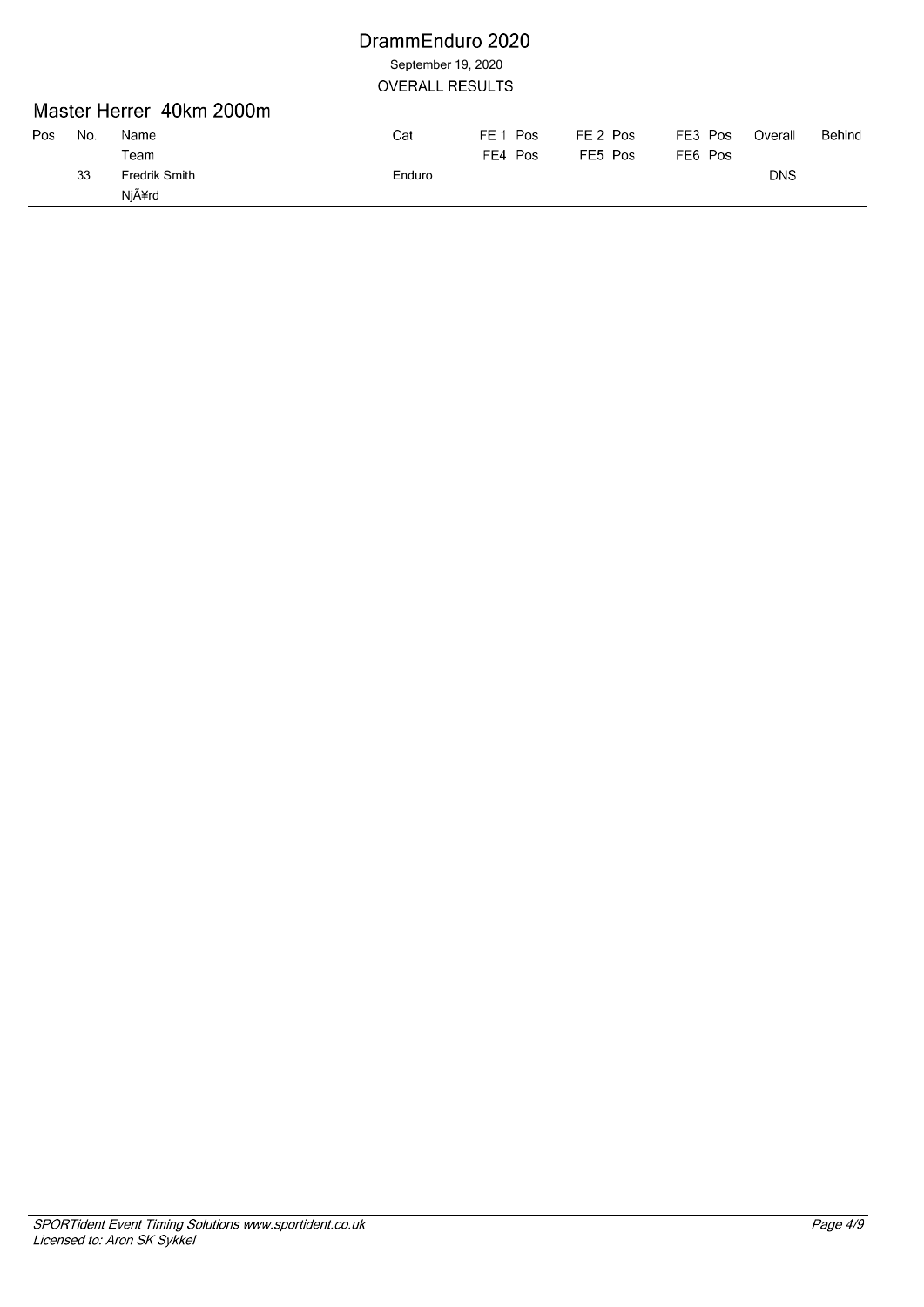# DrammEnduro 2020

September 19, 2020

OVERALL RESULTS

## Master Herrer 40km 2000m

| Pos | No. | Name<br>Team | Cat | FE 1 Pos<br>FE4 Pos | FE 2 Pos<br>FE5 Pos | FE3 Pos<br>FE6 Pos | Overall | Behind |
|---|---|---|---|---|---|---|---|---|
| | 33 | Fredrik Smith<br>NjÃ¥rd | Enduro | | | | DNS | |

*SPORTident Event Timing Solutions www.sportident.co.uk*
*Licensed to: Aron SK Sykkel*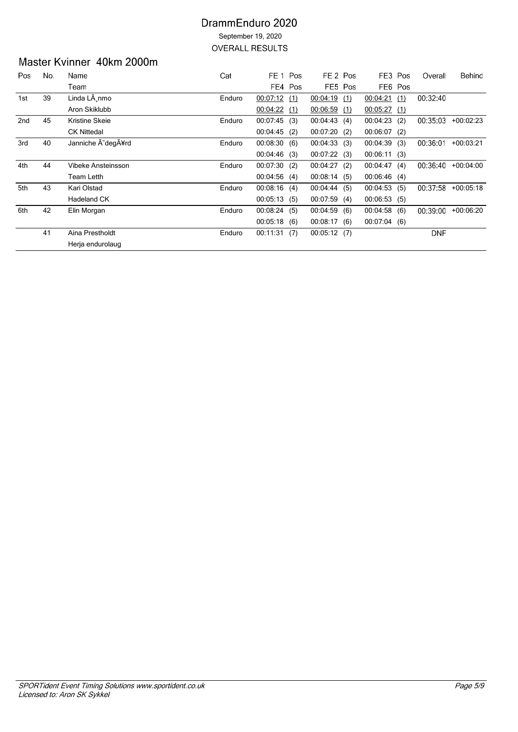# DrammEnduro 2020

September 19, 2020

OVERALL RESULTS

## Master Kvinner 40km 2000m

| Pos | No. | Name | Cat | FE 1 | Pos | FE 2 | Pos | FE3 | Pos | Overall | Behind |
|---|---|---|---|---|---|---|---|---|---|---|---|
| | | Team | | FE4 | Pos | FE5 | Pos | FE6 | Pos | | |
| 1st | 39 | Linda LÃ¸nmo | Enduro | 00:07:12 | (1) | 00:04:19 | (1) | 00:04:21 | (1) | 00:32:40 | |
| | | Aron Skiklubb | | 00:04:22 | (1) | 00:06:59 | (1) | 00:05:27 | (1) | | |
| 2nd | 45 | Kristine Skeie | Enduro | 00:07:45 | (3) | 00:04:43 | (4) | 00:04:23 | (2) | 00:35:03 | +00:02:23 |
| | | CK Nittedal | | 00:04:45 | (2) | 00:07:20 | (2) | 00:06:07 | (2) | | |
| 3rd | 40 | Janniche Ã¯degÃ¥rd | Enduro | 00:08:30 | (6) | 00:04:33 | (3) | 00:04:39 | (3) | 00:36:01 | +00:03:21 |
| | | | | 00:04:46 | (3) | 00:07:22 | (3) | 00:06:11 | (3) | | |
| 4th | 44 | Vibeke Ansteinsson | Enduro | 00:07:30 | (2) | 00:04:27 | (2) | 00:04:47 | (4) | 00:36:40 | +00:04:00 |
| | | Team Letth | | 00:04:56 | (4) | 00:08:14 | (5) | 00:06:46 | (4) | | |
| 5th | 43 | Kari Olstad | Enduro | 00:08:16 | (4) | 00:04:44 | (5) | 00:04:53 | (5) | 00:37:58 | +00:05:18 |
| | | Hadeland CK | | 00:05:13 | (5) | 00:07:59 | (4) | 00:06:53 | (5) | | |
| 6th | 42 | Elin Morgan | Enduro | 00:08:24 | (5) | 00:04:59 | (6) | 00:04:58 | (6) | 00:39:00 | +00:06:20 |
| | | | | 00:05:18 | (6) | 00:08:17 | (6) | 00:07:04 | (6) | | |
| | 41 | Aina Prestholdt | Enduro | 00:11:31 | (7) | 00:05:12 | (7) | | | DNF | |
| | | Herja endurolaug | | | | | | | | | |

*SPORTident Event Timing Solutions www.sportident.co.uk*
*Licensed to: Aron SK Sykkel*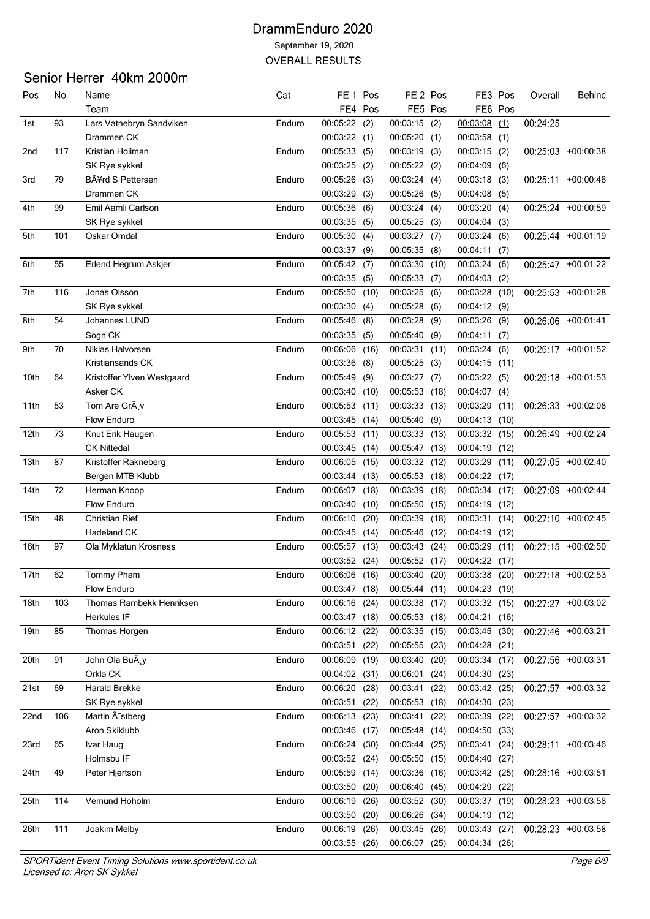# DrammEnduro 2020

September 19, 2020

OVERALL RESULTS

## Senior Herrer 40km 2000m

| Pos | No. | Name | Cat | FE 1 | Pos | FE 2 | Pos | FE3 | Pos | Overall | Behind |
|---|---|---|---|---|---|---|---|---|---|---|---|
| | | Team | | FE4 | Pos | FE5 | Pos | FE6 | Pos | | |
| 1st | 93 | Lars Vatnebryn Sandviken | Enduro | 00:05:22 | (2) | 00:03:15 | (2) | 00:03:08 | (1) | 00:24:25 | |
| | | Drammen CK | | 00:03:22 | (1) | 00:05:20 | (1) | 00:03:58 | (1) | | |
| 2nd | 117 | Kristian Holiman | Enduro | 00:05:33 | (5) | 00:03:19 | (3) | 00:03:15 | (2) | 00:25:03 | +00:00:38 |
| | | SK Rye sykkel | | 00:03:25 | (2) | 00:05:22 | (2) | 00:04:09 | (6) | | |
| 3rd | 79 | BÃ¥rd S Pettersen | Enduro | 00:05:26 | (3) | 00:03:24 | (4) | 00:03:18 | (3) | 00:25:11 | +00:00:46 |
| | | Drammen CK | | 00:03:29 | (3) | 00:05:26 | (5) | 00:04:08 | (5) | | |
| 4th | 99 | Emil Aamli Carlson | Enduro | 00:05:36 | (6) | 00:03:24 | (4) | 00:03:20 | (4) | 00:25:24 | +00:00:59 |
| | | SK Rye sykkel | | 00:03:35 | (5) | 00:05:25 | (3) | 00:04:04 | (3) | | |
| 5th | 101 | Oskar Omdal | Enduro | 00:05:30 | (4) | 00:03:27 | (7) | 00:03:24 | (6) | 00:25:44 | +00:01:19 |
| | | | | 00:03:37 | (9) | 00:05:35 | (8) | 00:04:11 | (7) | | |
| 6th | 55 | Erlend Hegrum Askjer | Enduro | 00:05:42 | (7) | 00:03:30 | (10) | 00:03:24 | (6) | 00:25:47 | +00:01:22 |
| | | | | 00:03:35 | (5) | 00:05:33 | (7) | 00:04:03 | (2) | | |
| 7th | 116 | Jonas Olsson | Enduro | 00:05:50 | (10) | 00:03:25 | (6) | 00:03:28 | (10) | 00:25:53 | +00:01:28 |
| | | SK Rye sykkel | | 00:03:30 | (4) | 00:05:28 | (6) | 00:04:12 | (9) | | |
| 8th | 54 | Johannes LUND | Enduro | 00:05:46 | (8) | 00:03:28 | (9) | 00:03:26 | (9) | 00:26:06 | +00:01:41 |
| | | Sogn CK | | 00:03:35 | (5) | 00:05:40 | (9) | 00:04:11 | (7) | | |
| 9th | 70 | Niklas Halvorsen | Enduro | 00:06:06 | (16) | 00:03:31 | (11) | 00:03:24 | (6) | 00:26:17 | +00:01:52 |
| | | Kristiansands CK | | 00:03:36 | (8) | 00:05:25 | (3) | 00:04:15 | (11) | | |
| 10th | 64 | Kristoffer Ylven Westgaard | Enduro | 00:05:49 | (9) | 00:03:27 | (7) | 00:03:22 | (5) | 00:26:18 | +00:01:53 |
| | | Asker CK | | 00:03:40 | (10) | 00:05:53 | (18) | 00:04:07 | (4) | | |
| 11th | 53 | Tom Are GrÃ¸v | Enduro | 00:05:53 | (11) | 00:03:33 | (13) | 00:03:29 | (11) | 00:26:33 | +00:02:08 |
| | | Flow Enduro | | 00:03:45 | (14) | 00:05:40 | (9) | 00:04:13 | (10) | | |
| 12th | 73 | Knut Erik Haugen | Enduro | 00:05:53 | (11) | 00:03:33 | (13) | 00:03:32 | (15) | 00:26:49 | +00:02:24 |
| | | CK Nittedal | | 00:03:45 | (14) | 00:05:47 | (13) | 00:04:19 | (12) | | |
| 13th | 87 | Kristoffer Rakneberg | Enduro | 00:06:05 | (15) | 00:03:32 | (12) | 00:03:29 | (11) | 00:27:05 | +00:02:40 |
| | | Bergen MTB Klubb | | 00:03:44 | (13) | 00:05:53 | (18) | 00:04:22 | (17) | | |
| 14th | 72 | Herman Knoop | Enduro | 00:06:07 | (18) | 00:03:39 | (18) | 00:03:34 | (17) | 00:27:09 | +00:02:44 |
| | | Flow Enduro | | 00:03:40 | (10) | 00:05:50 | (15) | 00:04:19 | (12) | | |
| 15th | 48 | Christian Rief | Enduro | 00:06:10 | (20) | 00:03:39 | (18) | 00:03:31 | (14) | 00:27:10 | +00:02:45 |
| | | Hadeland CK | | 00:03:45 | (14) | 00:05:46 | (12) | 00:04:19 | (12) | | |
| 16th | 97 | Ola Myklatun Krosness | Enduro | 00:05:57 | (13) | 00:03:43 | (24) | 00:03:29 | (11) | 00:27:15 | +00:02:50 |
| | | | | 00:03:52 | (24) | 00:05:52 | (17) | 00:04:22 | (17) | | |
| 17th | 62 | Tommy Pham | Enduro | 00:06:06 | (16) | 00:03:40 | (20) | 00:03:38 | (20) | 00:27:18 | +00:02:53 |
| | | Flow Enduro | | 00:03:47 | (18) | 00:05:44 | (11) | 00:04:23 | (19) | | |
| 18th | 103 | Thomas Rambekk Henriksen | Enduro | 00:06:16 | (24) | 00:03:38 | (17) | 00:03:32 | (15) | 00:27:27 | +00:03:02 |
| | | Herkules IF | | 00:03:47 | (18) | 00:05:53 | (18) | 00:04:21 | (16) | | |
| 19th | 85 | Thomas Horgen | Enduro | 00:06:12 | (22) | 00:03:35 | (15) | 00:03:45 | (30) | 00:27:46 | +00:03:21 |
| | | | | 00:03:51 | (22) | 00:05:55 | (23) | 00:04:28 | (21) | | |
| 20th | 91 | John Ola BuÃ¸y | Enduro | 00:06:09 | (19) | 00:03:40 | (20) | 00:03:34 | (17) | 00:27:56 | +00:03:31 |
| | | Orkla CK | | 00:04:02 | (31) | 00:06:01 | (24) | 00:04:30 | (23) | | |
| 21st | 69 | Harald Brekke | Enduro | 00:06:20 | (28) | 00:03:41 | (22) | 00:03:42 | (25) | 00:27:57 | +00:03:32 |
| | | SK Rye sykkel | | 00:03:51 | (22) | 00:05:53 | (18) | 00:04:30 | (23) | | |
| 22nd | 106 | Martin Ã˜stberg | Enduro | 00:06:13 | (23) | 00:03:41 | (22) | 00:03:39 | (22) | 00:27:57 | +00:03:32 |
| | | Aron Skiklubb | | 00:03:46 | (17) | 00:05:48 | (14) | 00:04:50 | (33) | | |
| 23rd | 65 | Ivar Haug | Enduro | 00:06:24 | (30) | 00:03:44 | (25) | 00:03:41 | (24) | 00:28:11 | +00:03:46 |
| | | Holmsbu IF | | 00:03:52 | (24) | 00:05:50 | (15) | 00:04:40 | (27) | | |
| 24th | 49 | Peter Hjertson | Enduro | 00:05:59 | (14) | 00:03:36 | (16) | 00:03:42 | (25) | 00:28:16 | +00:03:51 |
| | | | | 00:03:50 | (20) | 00:06:40 | (45) | 00:04:29 | (22) | | |
| 25th | 114 | Vemund Hoholm | Enduro | 00:06:19 | (26) | 00:03:52 | (30) | 00:03:37 | (19) | 00:28:23 | +00:03:58 |
| | | | | 00:03:50 | (20) | 00:06:26 | (34) | 00:04:19 | (12) | | |
| 26th | 111 | Joakim Melby | Enduro | 00:06:19 | (26) | 00:03:45 | (26) | 00:03:43 | (27) | 00:28:23 | +00:03:58 |
| | | | | 00:03:55 | (26) | 00:06:07 | (25) | 00:04:34 | (26) | | |

*SPORTident Event Timing Solutions www.sportident.co.uk*
*Licensed to: Aron SK Sykkel*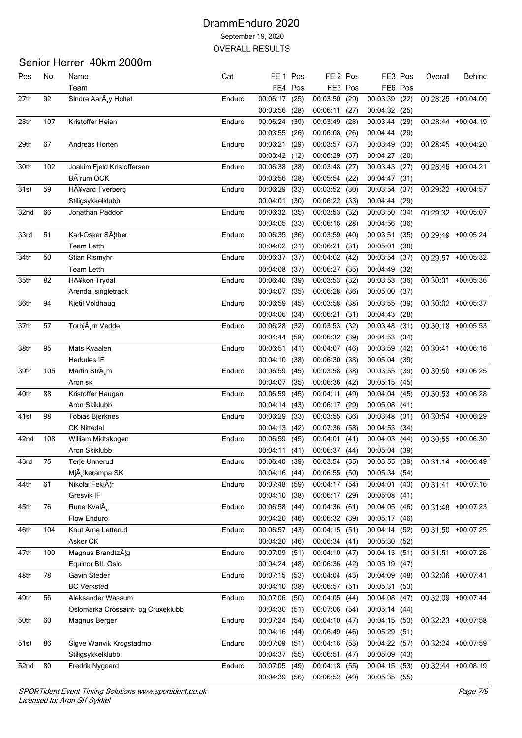# DrammEnduro 2020

September 19, 2020

OVERALL RESULTS

## Senior Herrer 40km 2000m

| Pos | No. | Name / Team | Cat | FE 1 / FE4 | Pos | FE 2 / FE5 | Pos | FE3 / FE6 | Pos | Overall | Behind |
|---|---|---|---|---|---|---|---|---|---|---|---|
| 27th | 92 | Sindre AarÃ¸y Holtet | Enduro | 00:06:17 | (25) | 00:03:50 | (29) | 00:03:39 | (22) | 00:28:25 | +00:04:00 |
| | | | | 00:03:56 | (28) | 00:06:11 | (27) | 00:04:32 | (25) | | |
| 28th | 107 | Kristoffer Heian | Enduro | 00:06:24 | (30) | 00:03:49 | (28) | 00:03:44 | (29) | 00:28:44 | +00:04:19 |
| | | | | 00:03:55 | (26) | 00:06:08 | (26) | 00:04:44 | (29) | | |
| 29th | 67 | Andreas Horten | Enduro | 00:06:21 | (29) | 00:03:57 | (37) | 00:03:49 | (33) | 00:28:45 | +00:04:20 |
| | | | | 00:03:42 | (12) | 00:06:29 | (37) | 00:04:27 | (20) | | |
| 30th | 102 | Joakim Fjeld Kristoffersen | Enduro | 00:06:38 | (38) | 00:03:48 | (27) | 00:03:43 | (27) | 00:28:46 | +00:04:21 |
| | | BÃ¦rum OCK | | 00:03:56 | (28) | 00:05:54 | (22) | 00:04:47 | (31) | | |
| 31st | 59 | HÃ¥vard Tverberg | Enduro | 00:06:29 | (33) | 00:03:52 | (30) | 00:03:54 | (37) | 00:29:22 | +00:04:57 |
| | | Stiligsykkelklubb | | 00:04:01 | (30) | 00:06:22 | (33) | 00:04:44 | (29) | | |
| 32nd | 66 | Jonathan Paddon | Enduro | 00:06:32 | (35) | 00:03:53 | (32) | 00:03:50 | (34) | 00:29:32 | +00:05:07 |
| | | | | 00:04:05 | (33) | 00:06:16 | (28) | 00:04:56 | (36) | | |
| 33rd | 51 | Karl-Oskar SÃ¦ther | Enduro | 00:06:35 | (36) | 00:03:59 | (40) | 00:03:51 | (35) | 00:29:49 | +00:05:24 |
| | | Team Letth | | 00:04:02 | (31) | 00:06:21 | (31) | 00:05:01 | (38) | | |
| 34th | 50 | Stian Rismyhr | Enduro | 00:06:37 | (37) | 00:04:02 | (42) | 00:03:54 | (37) | 00:29:57 | +00:05:32 |
| | | Team Letth | | 00:04:08 | (37) | 00:06:27 | (35) | 00:04:49 | (32) | | |
| 35th | 82 | HÃ¥kon Trydal | Enduro | 00:06:40 | (39) | 00:03:53 | (32) | 00:03:53 | (36) | 00:30:01 | +00:05:36 |
| | | Arendal singletrack | | 00:04:07 | (35) | 00:06:28 | (36) | 00:05:00 | (37) | | |
| 36th | 94 | Kjetil Voldhaug | Enduro | 00:06:59 | (45) | 00:03:58 | (38) | 00:03:55 | (39) | 00:30:02 | +00:05:37 |
| | | | | 00:04:06 | (34) | 00:06:21 | (31) | 00:04:43 | (28) | | |
| 37th | 57 | TorbjÃ¸rn Vedde | Enduro | 00:06:28 | (32) | 00:03:53 | (32) | 00:03:48 | (31) | 00:30:18 | +00:05:53 |
| | | | | 00:04:44 | (58) | 00:06:32 | (39) | 00:04:53 | (34) | | |
| 38th | 95 | Mats Kvaalen | Enduro | 00:06:51 | (41) | 00:04:07 | (46) | 00:03:59 | (42) | 00:30:41 | +00:06:16 |
| | | Herkules IF | | 00:04:10 | (38) | 00:06:30 | (38) | 00:05:04 | (39) | | |
| 39th | 105 | Martin StrÃ¸m | Enduro | 00:06:59 | (45) | 00:03:58 | (38) | 00:03:55 | (39) | 00:30:50 | +00:06:25 |
| | | Aron sk | | 00:04:07 | (35) | 00:06:36 | (42) | 00:05:15 | (45) | | |
| 40th | 88 | Kristoffer Haugen | Enduro | 00:06:59 | (45) | 00:04:11 | (49) | 00:04:04 | (45) | 00:30:53 | +00:06:28 |
| | | Aron Skiklubb | | 00:04:14 | (43) | 00:06:17 | (29) | 00:05:08 | (41) | | |
| 41st | 98 | Tobias Bjerknes | Enduro | 00:06:29 | (33) | 00:03:55 | (36) | 00:03:48 | (31) | 00:30:54 | +00:06:29 |
| | | CK Nittedal | | 00:04:13 | (42) | 00:07:36 | (58) | 00:04:53 | (34) | | |
| 42nd | 108 | William Midtskogen | Enduro | 00:06:59 | (45) | 00:04:01 | (41) | 00:04:03 | (44) | 00:30:55 | +00:06:30 |
| | | Aron Skiklubb | | 00:04:11 | (41) | 00:06:37 | (44) | 00:05:04 | (39) | | |
| 43rd | 75 | Terje Unnerud | Enduro | 00:06:40 | (39) | 00:03:54 | (35) | 00:03:55 | (39) | 00:31:14 | +00:06:49 |
| | | MjÃ¸lkerampa SK | | 00:04:16 | (44) | 00:06:55 | (50) | 00:05:34 | (54) | | |
| 44th | 61 | Nikolai FekjÃ¦r | Enduro | 00:07:48 | (59) | 00:04:17 | (54) | 00:04:01 | (43) | 00:31:41 | +00:07:16 |
| | | Gresvik IF | | 00:04:10 | (38) | 00:06:17 | (29) | 00:05:08 | (41) | | |
| 45th | 76 | Rune KvalÃ¸ | Enduro | 00:06:58 | (44) | 00:04:36 | (61) | 00:04:05 | (46) | 00:31:48 | +00:07:23 |
| | | Flow Enduro | | 00:04:20 | (46) | 00:06:32 | (39) | 00:05:17 | (46) | | |
| 46th | 104 | Knut Arne Letterud | Enduro | 00:06:57 | (43) | 00:04:15 | (51) | 00:04:14 | (52) | 00:31:50 | +00:07:25 |
| | | Asker CK | | 00:04:20 | (46) | 00:06:34 | (41) | 00:05:30 | (52) | | |
| 47th | 100 | Magnus BrandtzÃ¦g | Enduro | 00:07:09 | (51) | 00:04:10 | (47) | 00:04:13 | (51) | 00:31:51 | +00:07:26 |
| | | Equinor BIL Oslo | | 00:04:24 | (48) | 00:06:36 | (42) | 00:05:19 | (47) | | |
| 48th | 78 | Gavin Steder | Enduro | 00:07:15 | (53) | 00:04:04 | (43) | 00:04:09 | (48) | 00:32:06 | +00:07:41 |
| | | BC Verksted | | 00:04:10 | (38) | 00:06:57 | (51) | 00:05:31 | (53) | | |
| 49th | 56 | Aleksander Wassum | Enduro | 00:07:06 | (50) | 00:04:05 | (44) | 00:04:08 | (47) | 00:32:09 | +00:07:44 |
| | | Oslomarka Crossaint- og Cruxeklubb | | 00:04:30 | (51) | 00:07:06 | (54) | 00:05:14 | (44) | | |
| 50th | 60 | Magnus Berger | Enduro | 00:07:24 | (54) | 00:04:10 | (47) | 00:04:15 | (53) | 00:32:23 | +00:07:58 |
| | | | | 00:04:16 | (44) | 00:06:49 | (46) | 00:05:29 | (51) | | |
| 51st | 86 | Sigve Wanvik Krogstadmo | Enduro | 00:07:09 | (51) | 00:04:16 | (53) | 00:04:22 | (57) | 00:32:24 | +00:07:59 |
| | | Stiligsykkelklubb | | 00:04:37 | (55) | 00:06:51 | (47) | 00:05:09 | (43) | | |
| 52nd | 80 | Fredrik Nygaard | Enduro | 00:07:05 | (49) | 00:04:18 | (55) | 00:04:15 | (53) | 00:32:44 | +00:08:19 |
| | | | | 00:04:39 | (56) | 00:06:52 | (49) | 00:05:35 | (55) | | |

*SPORTident Event Timing Solutions www.sportident.co.uk*
*Licensed to: Aron SK Sykkel*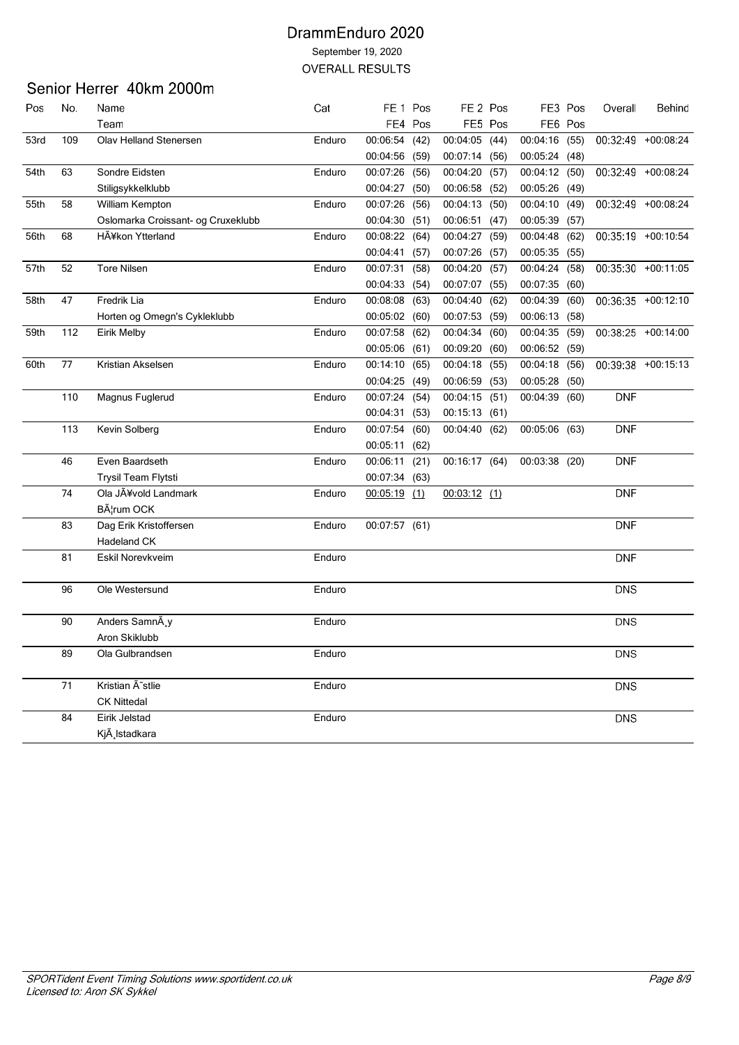# DrammEnduro 2020

September 19, 2020

OVERALL RESULTS

## Senior Herrer 40km 2000m

| Pos | No. | Name / Team | Cat | FE 1 / FE4 | Pos | FE 2 / FE5 | Pos | FE3 / FE6 | Pos | Overall | Behind |
|---|---|---|---|---|---|---|---|---|---|---|---|
| 53rd | 109 | Olav Helland Stenersen | Enduro | 00:06:54 | (42) | 00:04:05 | (44) | 00:04:16 | (55) | 00:32:49 | +00:08:24 |
| | | | | 00:04:56 | (59) | 00:07:14 | (56) | 00:05:24 | (48) | | |
| 54th | 63 | Sondre Eidsten | Enduro | 00:07:26 | (56) | 00:04:20 | (57) | 00:04:12 | (50) | 00:32:49 | +00:08:24 |
| | | Stiligsykkelklubb | | 00:04:27 | (50) | 00:06:58 | (52) | 00:05:26 | (49) | | |
| 55th | 58 | William Kempton | Enduro | 00:07:26 | (56) | 00:04:13 | (50) | 00:04:10 | (49) | 00:32:49 | +00:08:24 |
| | | Oslomarka Croissant- og Cruxeklubb | | 00:04:30 | (51) | 00:06:51 | (47) | 00:05:39 | (57) | | |
| 56th | 68 | HÃ¥kon Ytterland | Enduro | 00:08:22 | (64) | 00:04:27 | (59) | 00:04:48 | (62) | 00:35:19 | +00:10:54 |
| | | | | 00:04:41 | (57) | 00:07:26 | (57) | 00:05:35 | (55) | | |
| 57th | 52 | Tore Nilsen | Enduro | 00:07:31 | (58) | 00:04:20 | (57) | 00:04:24 | (58) | 00:35:30 | +00:11:05 |
| | | | | 00:04:33 | (54) | 00:07:07 | (55) | 00:07:35 | (60) | | |
| 58th | 47 | Fredrik Lia | Enduro | 00:08:08 | (63) | 00:04:40 | (62) | 00:04:39 | (60) | 00:36:35 | +00:12:10 |
| | | Horten og Omegn's Cykleklubb | | 00:05:02 | (60) | 00:07:53 | (59) | 00:06:13 | (58) | | |
| 59th | 112 | Eirik Melby | Enduro | 00:07:58 | (62) | 00:04:34 | (60) | 00:04:35 | (59) | 00:38:25 | +00:14:00 |
| | | | | 00:05:06 | (61) | 00:09:20 | (60) | 00:06:52 | (59) | | |
| 60th | 77 | Kristian Akselsen | Enduro | 00:14:10 | (65) | 00:04:18 | (55) | 00:04:18 | (56) | 00:39:38 | +00:15:13 |
| | | | | 00:04:25 | (49) | 00:06:59 | (53) | 00:05:28 | (50) | | |
| | 110 | Magnus Fuglerud | Enduro | 00:07:24 | (54) | 00:04:15 | (51) | 00:04:39 | (60) | DNF | |
| | | | | 00:04:31 | (53) | 00:15:13 | (61) | | | | |
| | 113 | Kevin Solberg | Enduro | 00:07:54 | (60) | 00:04:40 | (62) | 00:05:06 | (63) | DNF | |
| | | | | 00:05:11 | (62) | | | | | | |
| | 46 | Even Baardseth | Enduro | 00:06:11 | (21) | 00:16:17 | (64) | 00:03:38 | (20) | DNF | |
| | | Trysil Team Flytsti | | 00:07:34 | (63) | | | | | | |
| | 74 | Ola JÃ¥vold Landmark | Enduro | 00:05:19 | (1) | 00:03:12 | (1) | | | DNF | |
| | | BÃ¦rum OCK | | | | | | | | | |
| | 83 | Dag Erik Kristoffersen | Enduro | 00:07:57 | (61) | | | | | DNF | |
| | | Hadeland CK | | | | | | | | | |
| | 81 | Eskil Norevkveim | Enduro | | | | | | | DNF | |
| | 96 | Ole Westersund | Enduro | | | | | | | DNS | |
| | 90 | Anders SamnÃ¸y | Enduro | | | | | | | DNS | |
| | | Aron Skiklubb | | | | | | | | | |
| | 89 | Ola Gulbrandsen | Enduro | | | | | | | DNS | |
| | 71 | Kristian Ã˜stlie | Enduro | | | | | | | DNS | |
| | | CK Nittedal | | | | | | | | | |
| | 84 | Eirik Jelstad | Enduro | | | | | | | DNS | |
| | | KjÃ¸lstadkara | | | | | | | | | |

*SPORTident Event Timing Solutions www.sportident.co.uk*
*Licensed to: Aron SK Sykkel*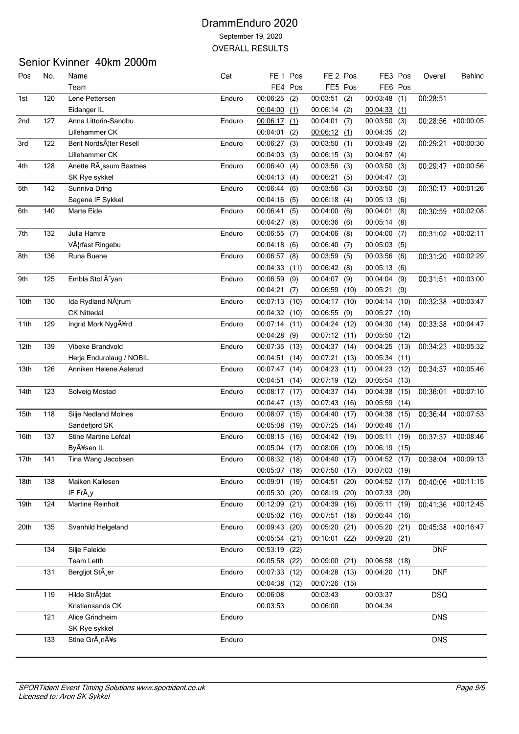# DrammEnduro 2020

September 19, 2020

OVERALL RESULTS

## Senior Kvinner 40km 2000m

| Pos | No. | Name / Team | Cat | FE 1 / FE4 | Pos | FE 2 / FE5 | Pos | FE3 / FE6 | Pos | Overall | Behind |
|---|---|---|---|---|---|---|---|---|---|---|---|
| 1st | 120 | Lene Pettersen | Enduro | 00:06:25 | (2) | 00:03:51 | (2) | 00:03:48 | (1) | 00:28:51 | |
| | | Eidanger IL | | 00:04:00 | (1) | 00:06:14 | (2) | 00:04:33 | (1) | | |
| 2nd | 127 | Anna Littorin-Sandbu | Enduro | 00:06:17 | (1) | 00:04:01 | (7) | 00:03:50 | (3) | 00:28:56 | +00:00:05 |
| | | Lillehammer CK | | 00:04:01 | (2) | 00:06:12 | (1) | 00:04:35 | (2) | | |
| 3rd | 122 | Berit NordsÃ¦ter Resell | Enduro | 00:06:27 | (3) | 00:03:50 | (1) | 00:03:49 | (2) | 00:29:21 | +00:00:30 |
| | | Lillehammer CK | | 00:04:03 | (3) | 00:06:15 | (3) | 00:04:57 | (4) | | |
| 4th | 128 | Anette RÃ¸ssum Bastnes | Enduro | 00:06:40 | (4) | 00:03:56 | (3) | 00:03:50 | (3) | 00:29:47 | +00:00:56 |
| | | SK Rye sykkel | | 00:04:13 | (4) | 00:06:21 | (5) | 00:04:47 | (3) | | |
| 5th | 142 | Sunniva Dring | Enduro | 00:06:44 | (6) | 00:03:56 | (3) | 00:03:50 | (3) | 00:30:17 | +00:01:26 |
| | | Sagene IF Sykkel | | 00:04:16 | (5) | 00:06:18 | (4) | 00:05:13 | (6) | | |
| 6th | 140 | Marte Eide | Enduro | 00:06:41 | (5) | 00:04:00 | (6) | 00:04:01 | (8) | 00:30:59 | +00:02:08 |
| | | | | 00:04:27 | (8) | 00:06:36 | (6) | 00:05:14 | (8) | | |
| 7th | 132 | Julia Hamre | Enduro | 00:06:55 | (7) | 00:04:06 | (8) | 00:04:00 | (7) | 00:31:02 | +00:02:11 |
| | | VÃ¦rfast Ringebu | | 00:04:18 | (6) | 00:06:40 | (7) | 00:05:03 | (5) | | |
| 8th | 136 | Runa Buene | Enduro | 00:06:57 | (8) | 00:03:59 | (5) | 00:03:56 | (6) | 00:31:20 | +00:02:29 |
| | | | | 00:04:33 | (11) | 00:06:42 | (8) | 00:05:13 | (6) | | |
| 9th | 125 | Embla Stol Ã˜yan | Enduro | 00:06:59 | (9) | 00:04:07 | (9) | 00:04:04 | (9) | 00:31:51 | +00:03:00 |
| | | | | 00:04:21 | (7) | 00:06:59 | (10) | 00:05:21 | (9) | | |
| 10th | 130 | Ida Rydland NÃ¦rum | Enduro | 00:07:13 | (10) | 00:04:17 | (10) | 00:04:14 | (10) | 00:32:38 | +00:03:47 |
| | | CK Nittedal | | 00:04:32 | (10) | 00:06:55 | (9) | 00:05:27 | (10) | | |
| 11th | 129 | Ingrid Mork NygÃ¥rd | Enduro | 00:07:14 | (11) | 00:04:24 | (12) | 00:04:30 | (14) | 00:33:38 | +00:04:47 |
| | | | | 00:04:28 | (9) | 00:07:12 | (11) | 00:05:50 | (12) | | |
| 12th | 139 | Vibeke Brandvold | Enduro | 00:07:35 | (13) | 00:04:37 | (14) | 00:04:25 | (13) | 00:34:23 | +00:05:32 |
| | | Herja Endurolaug / NOBIL | | 00:04:51 | (14) | 00:07:21 | (13) | 00:05:34 | (11) | | |
| 13th | 126 | Anniken Helene Aalerud | Enduro | 00:07:47 | (14) | 00:04:23 | (11) | 00:04:23 | (12) | 00:34:37 | +00:05:46 |
| | | | | 00:04:51 | (14) | 00:07:19 | (12) | 00:05:54 | (13) | | |
| 14th | 123 | Solveig Mostad | Enduro | 00:08:17 | (17) | 00:04:37 | (14) | 00:04:38 | (15) | 00:36:01 | +00:07:10 |
| | | | | 00:04:47 | (13) | 00:07:43 | (16) | 00:05:59 | (14) | | |
| 15th | 118 | Silje Nedland Molnes | Enduro | 00:08:07 | (15) | 00:04:40 | (17) | 00:04:38 | (15) | 00:36:44 | +00:07:53 |
| | | Sandefjord SK | | 00:05:08 | (19) | 00:07:25 | (14) | 00:06:46 | (17) | | |
| 16th | 137 | Stine Martine Lefdal | Enduro | 00:08:15 | (16) | 00:04:42 | (19) | 00:05:11 | (19) | 00:37:37 | +00:08:46 |
| | | ByÃ¥sen IL | | 00:05:04 | (17) | 00:08:06 | (19) | 00:06:19 | (15) | | |
| 17th | 141 | Tina Wang Jacobsen | Enduro | 00:08:32 | (18) | 00:04:40 | (17) | 00:04:52 | (17) | 00:38:04 | +00:09:13 |
| | | | | 00:05:07 | (18) | 00:07:50 | (17) | 00:07:03 | (19) | | |
| 18th | 138 | Maiken Kallesen | Enduro | 00:09:01 | (19) | 00:04:51 | (20) | 00:04:52 | (17) | 00:40:06 | +00:11:15 |
| | | IF FrÃ¸y | | 00:05:30 | (20) | 00:08:19 | (20) | 00:07:33 | (20) | | |
| 19th | 124 | Martine Reinholt | Enduro | 00:12:09 | (21) | 00:04:39 | (16) | 00:05:11 | (19) | 00:41:36 | +00:12:45 |
| | | | | 00:05:02 | (16) | 00:07:51 | (18) | 00:06:44 | (16) | | |
| 20th | 135 | Svanhild Helgeland | Enduro | 00:09:43 | (20) | 00:05:20 | (21) | 00:05:20 | (21) | 00:45:38 | +00:16:47 |
| | | | | 00:05:54 | (21) | 00:10:01 | (22) | 00:09:20 | (21) | | |
| | 134 | Silje Faleide | Enduro | 00:53:19 | (22) | | | | | DNF | |
| | | Team Letth | | 00:05:58 | (22) | 00:09:00 | (21) | 00:06:58 | (18) | | |
| | 131 | Bergljot StÃ¸er | Enduro | 00:07:33 | (12) | 00:04:28 | (13) | 00:04:20 | (11) | DNF | |
| | | | | 00:04:38 | (12) | 00:07:26 | (15) | | | | |
| | 119 | Hilde StrÃ¦det | Enduro | 00:06:08 | | 00:03:43 | | 00:03:37 | | DSQ | |
| | | Kristiansands CK | | 00:03:53 | | 00:06:00 | | 00:04:34 | | | |
| | 121 | Alice Grindheim | Enduro | | | | | | | DNS | |
| | | SK Rye sykkel | | | | | | | | | |
| | 133 | Stine GrÃ¸nÃ¥s | Enduro | | | | | | | DNS | |

*SPORTident Event Timing Solutions www.sportident.co.uk*
*Licensed to: Aron SK Sykkel*